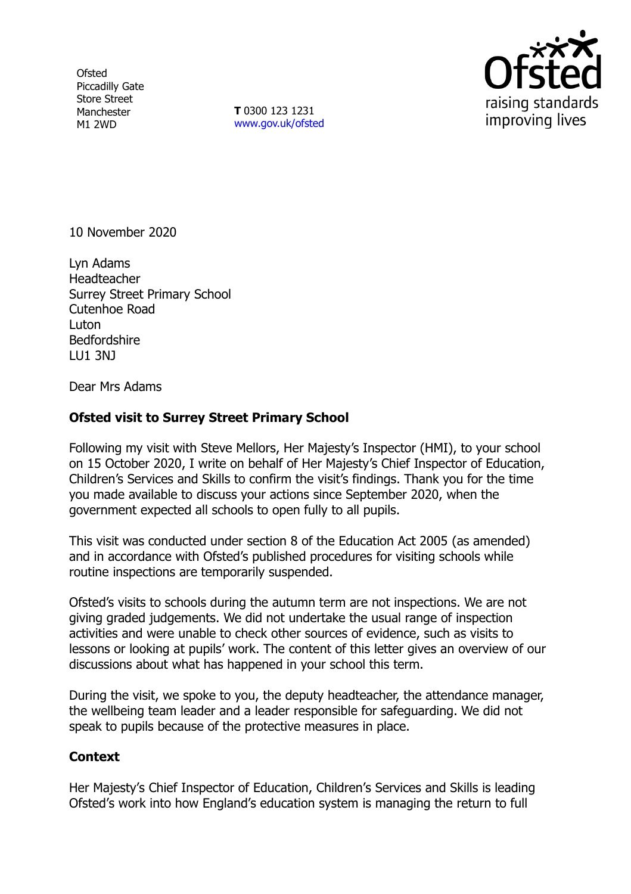Ofsted
Piccadilly Gate
Store Street
Manchester
M1 2WD

**T** 0300 123 1231
www.gov.uk/ofsted

10 November 2020

Lyn Adams
Headteacher
Surrey Street Primary School
Cutenhoe Road
Luton
Bedfordshire
LU1 3NJ

Dear Mrs Adams

**Ofsted visit to Surrey Street Primary School**

Following my visit with Steve Mellors, Her Majesty's Inspector (HMI), to your school on 15 October 2020, I write on behalf of Her Majesty's Chief Inspector of Education, Children's Services and Skills to confirm the visit's findings. Thank you for the time you made available to discuss your actions since September 2020, when the government expected all schools to open fully to all pupils.

This visit was conducted under section 8 of the Education Act 2005 (as amended) and in accordance with Ofsted's published procedures for visiting schools while routine inspections are temporarily suspended.

Ofsted's visits to schools during the autumn term are not inspections. We are not giving graded judgements. We did not undertake the usual range of inspection activities and were unable to check other sources of evidence, such as visits to lessons or looking at pupils' work. The content of this letter gives an overview of our discussions about what has happened in your school this term.

During the visit, we spoke to you, the deputy headteacher, the attendance manager, the wellbeing team leader and a leader responsible for safeguarding. We did not speak to pupils because of the protective measures in place.

**Context**

Her Majesty's Chief Inspector of Education, Children's Services and Skills is leading Ofsted's work into how England's education system is managing the return to full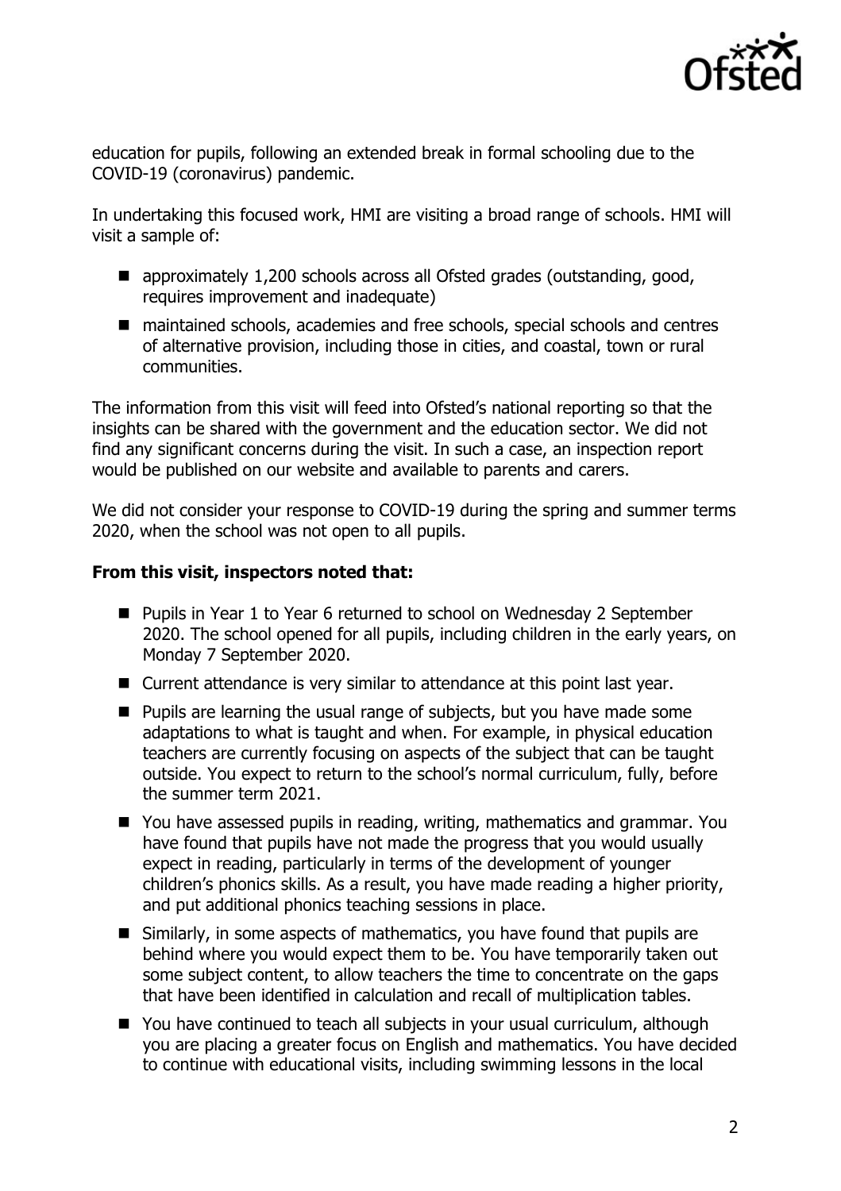education for pupils, following an extended break in formal schooling due to the COVID-19 (coronavirus) pandemic.

In undertaking this focused work, HMI are visiting a broad range of schools. HMI will visit a sample of:

- approximately 1,200 schools across all Ofsted grades (outstanding, good, requires improvement and inadequate)
- maintained schools, academies and free schools, special schools and centres of alternative provision, including those in cities, and coastal, town or rural communities.

The information from this visit will feed into Ofsted's national reporting so that the insights can be shared with the government and the education sector. We did not find any significant concerns during the visit. In such a case, an inspection report would be published on our website and available to parents and carers.

We did not consider your response to COVID-19 during the spring and summer terms 2020, when the school was not open to all pupils.

**From this visit, inspectors noted that:**

- Pupils in Year 1 to Year 6 returned to school on Wednesday 2 September 2020. The school opened for all pupils, including children in the early years, on Monday 7 September 2020.
- Current attendance is very similar to attendance at this point last year.
- Pupils are learning the usual range of subjects, but you have made some adaptations to what is taught and when. For example, in physical education teachers are currently focusing on aspects of the subject that can be taught outside. You expect to return to the school's normal curriculum, fully, before the summer term 2021.
- You have assessed pupils in reading, writing, mathematics and grammar. You have found that pupils have not made the progress that you would usually expect in reading, particularly in terms of the development of younger children's phonics skills. As a result, you have made reading a higher priority, and put additional phonics teaching sessions in place.
- Similarly, in some aspects of mathematics, you have found that pupils are behind where you would expect them to be. You have temporarily taken out some subject content, to allow teachers the time to concentrate on the gaps that have been identified in calculation and recall of multiplication tables.
- You have continued to teach all subjects in your usual curriculum, although you are placing a greater focus on English and mathematics. You have decided to continue with educational visits, including swimming lessons in the local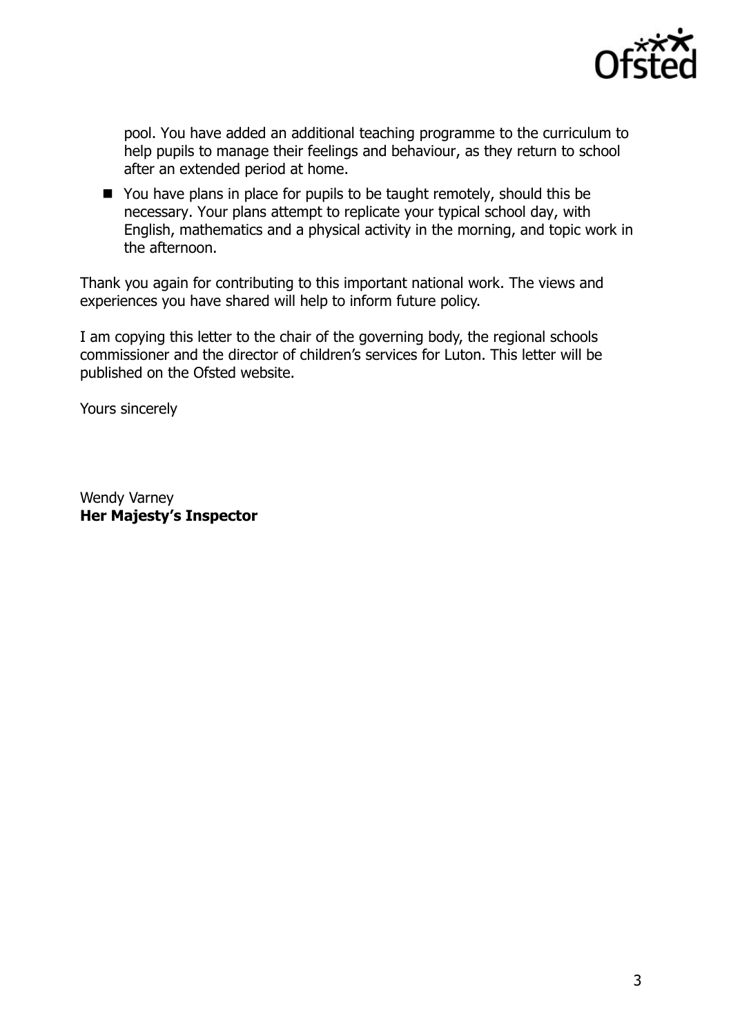pool. You have added an additional teaching programme to the curriculum to help pupils to manage their feelings and behaviour, as they return to school after an extended period at home.

- You have plans in place for pupils to be taught remotely, should this be necessary. Your plans attempt to replicate your typical school day, with English, mathematics and a physical activity in the morning, and topic work in the afternoon.

Thank you again for contributing to this important national work. The views and experiences you have shared will help to inform future policy.

I am copying this letter to the chair of the governing body, the regional schools commissioner and the director of children's services for Luton. This letter will be published on the Ofsted website.

Yours sincerely

Wendy Varney
**Her Majesty's Inspector**